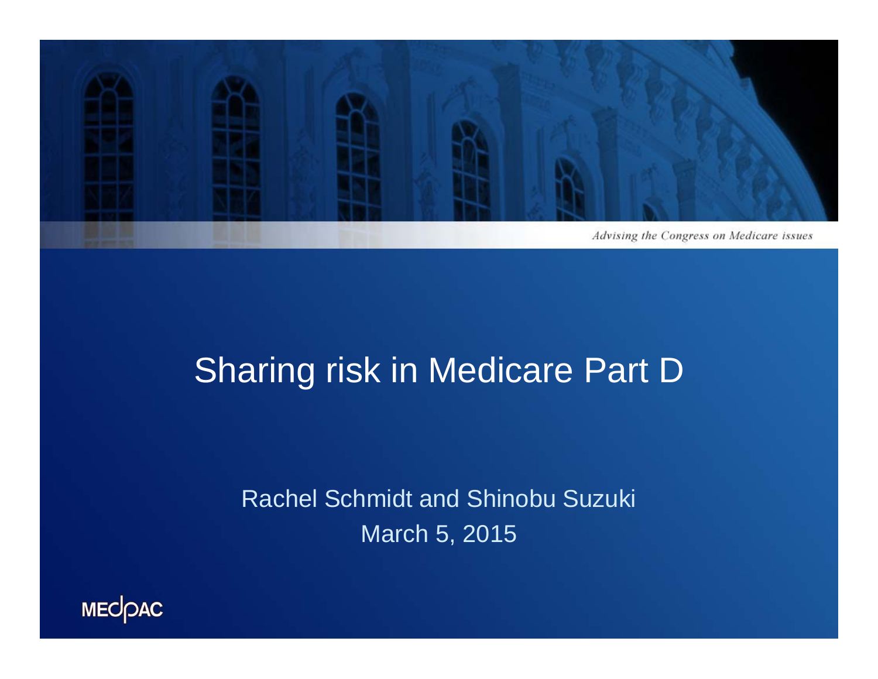*Advising the Congress on Medicare issues*

# Sharing risk in Medicare Part D

Rachel Schmidt and Shinobu Suzuki

March 5, 2015

MEDPAC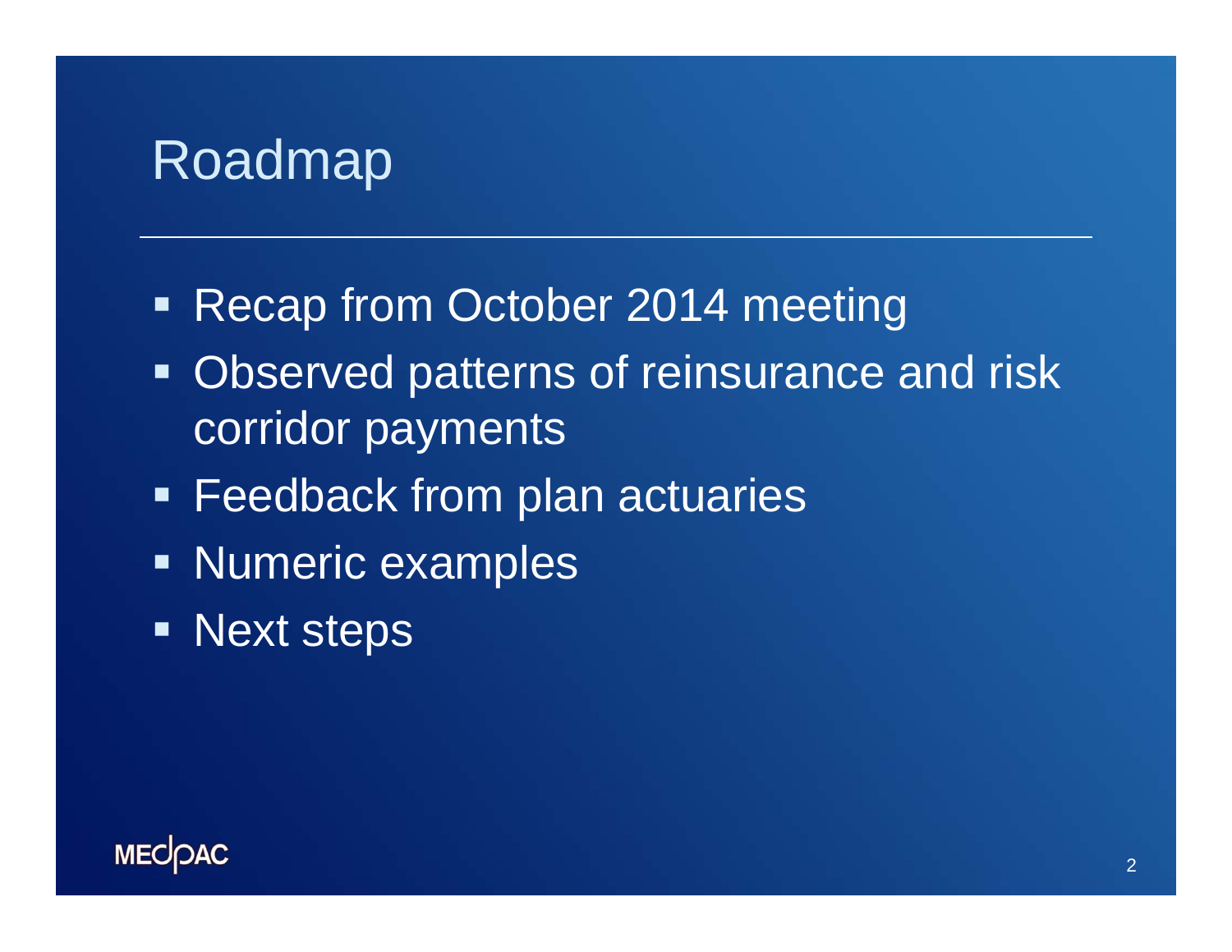# Roadmap

- Recap from October 2014 meeting
- Observed patterns of reinsurance and risk corridor payments
- Feedback from plan actuaries
- Numeric examples
- Next steps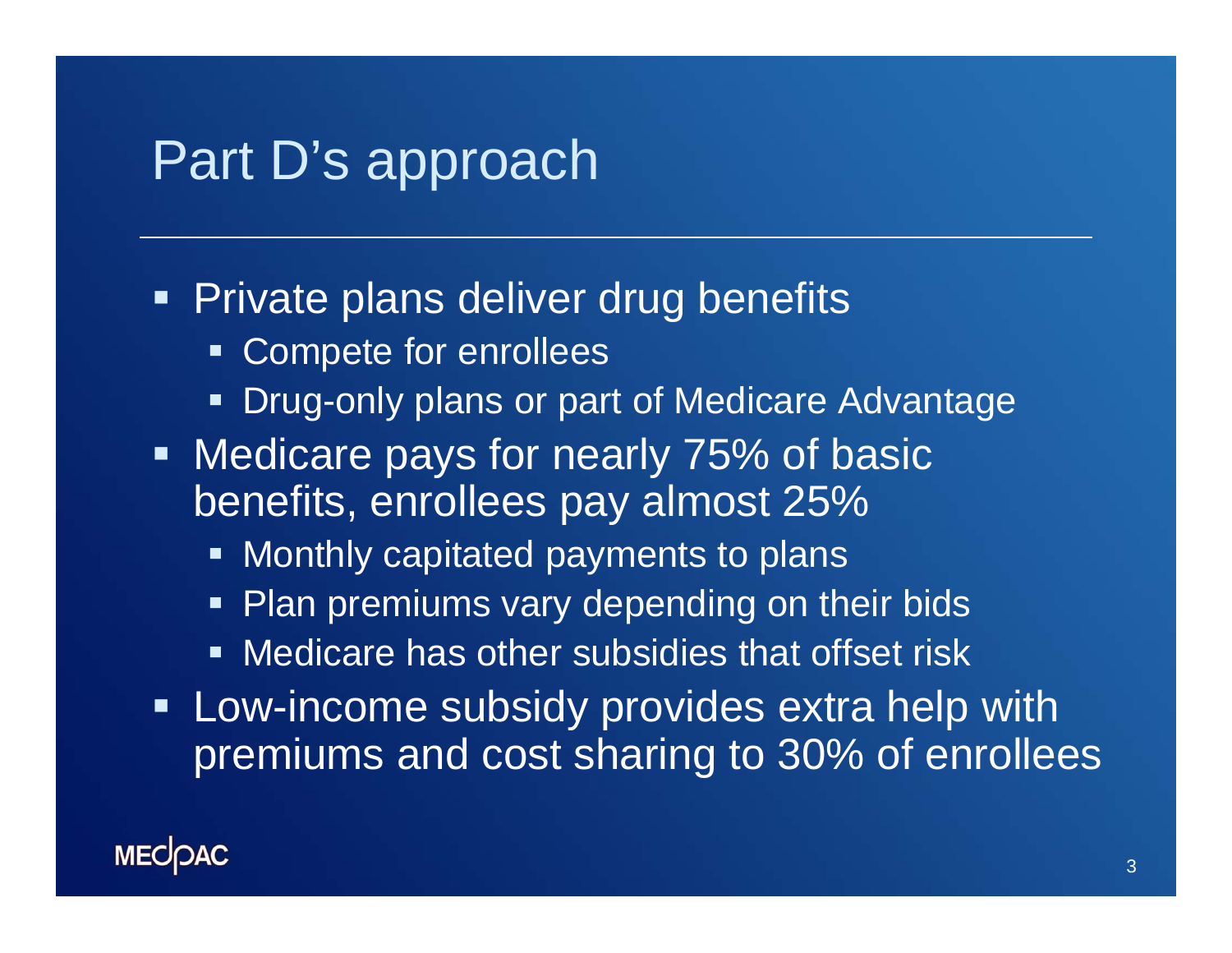# Part D's approach

- Private plans deliver drug benefits
  - Compete for enrollees
  - Drug-only plans or part of Medicare Advantage
- Medicare pays for nearly 75% of basic benefits, enrollees pay almost 25%
  - Monthly capitated payments to plans
  - Plan premiums vary depending on their bids
  - Medicare has other subsidies that offset risk
- Low-income subsidy provides extra help with premiums and cost sharing to 30% of enrollees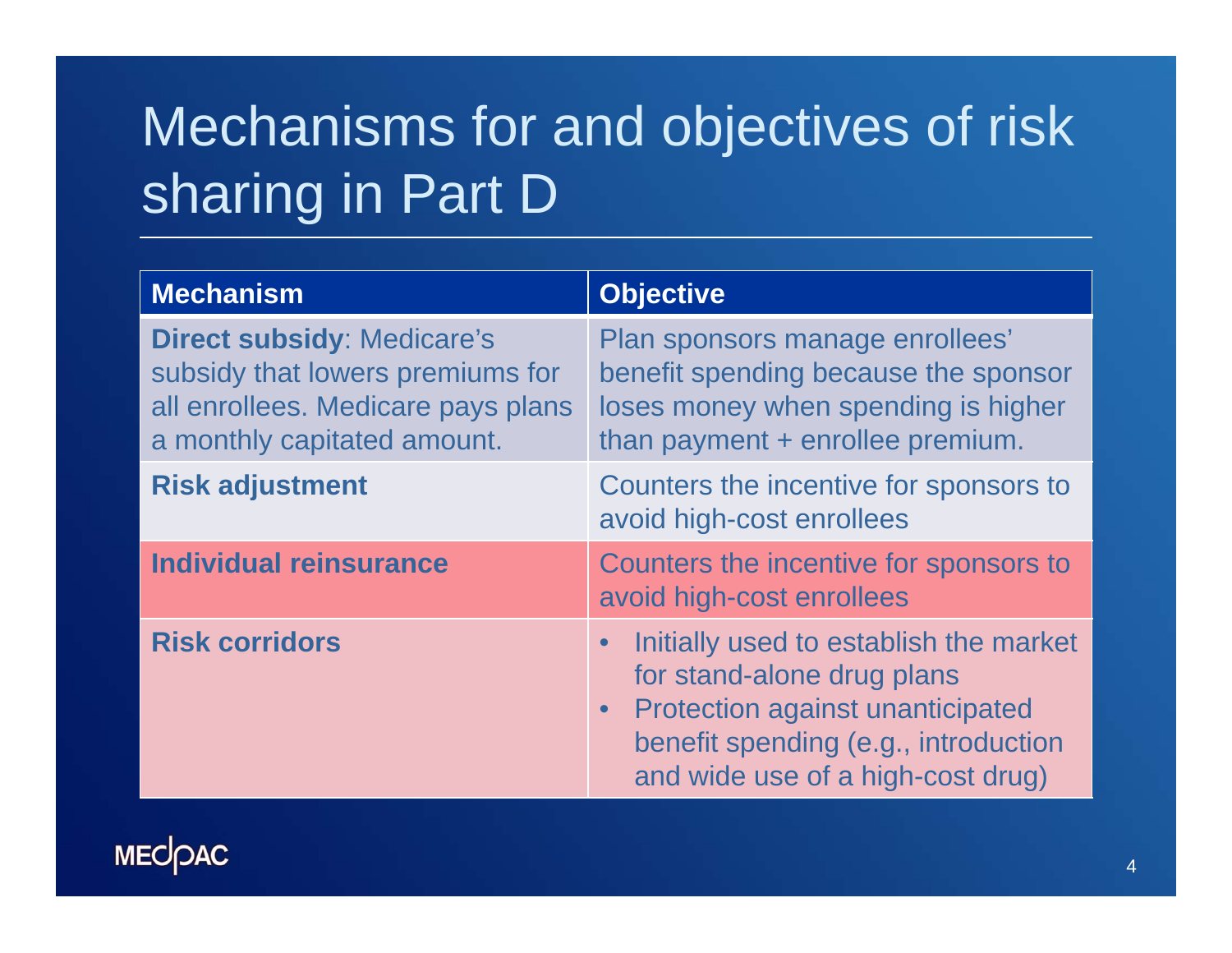# Mechanisms for and objectives of risk sharing in Part D

| Mechanism | Objective |
|---|---|
| **Direct subsidy**: Medicare's subsidy that lowers premiums for all enrollees. Medicare pays plans a monthly capitated amount. | Plan sponsors manage enrollees' benefit spending because the sponsor loses money when spending is higher than payment + enrollee premium. |
| **Risk adjustment** | Counters the incentive for sponsors to avoid high-cost enrollees |
| **Individual reinsurance** | Counters the incentive for sponsors to avoid high-cost enrollees |
| **Risk corridors** | • Initially used to establish the market for stand-alone drug plans<br>• Protection against unanticipated benefit spending (e.g., introduction and wide use of a high-cost drug) |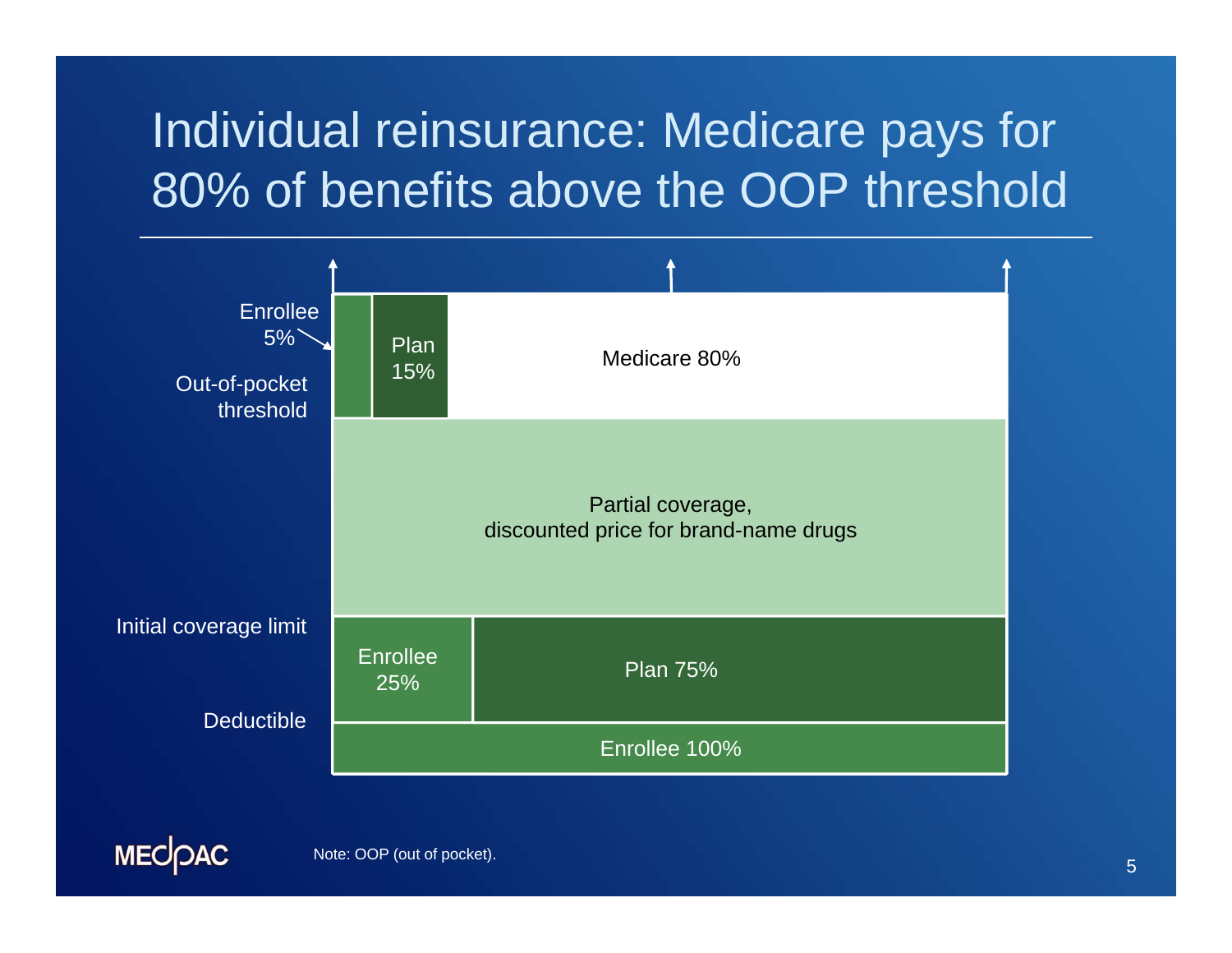# Individual reinsurance: Medicare pays for 80% of benefits above the OOP threshold

| | | | |
|---|---|---|---|
| Out-of-pocket threshold | Enrollee 5% | Plan 15% | Medicare 80% |
| Initial coverage limit | Partial coverage, discounted price for brand-name drugs | | |
| Deductible | Enrollee 25% | Plan 75% | |
| | Enrollee 100% | | |

Note: OOP (out of pocket).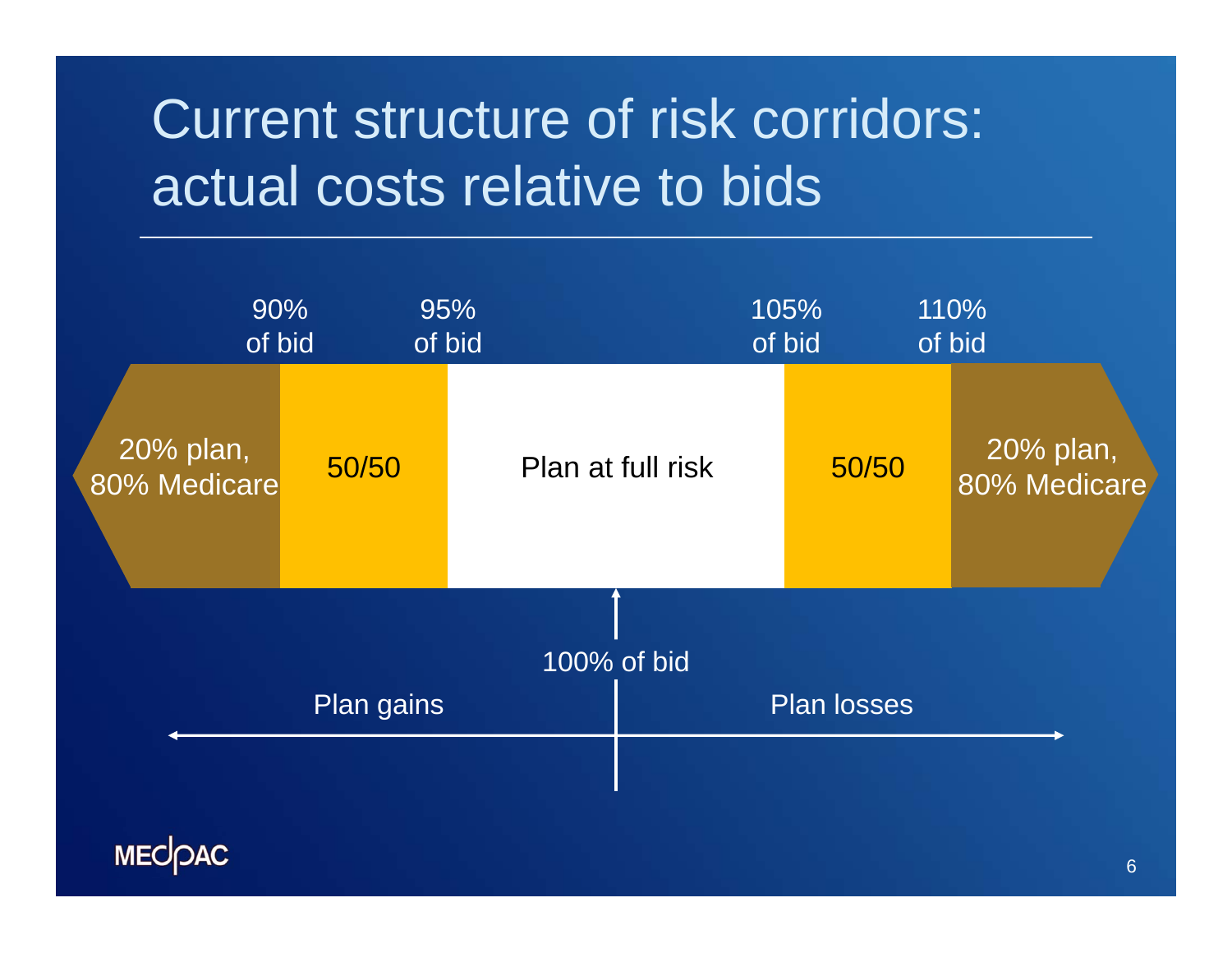# Current structure of risk corridors: actual costs relative to bids

| 90% of bid | | 95% of bid | | 105% of bid | | 110% of bid |
|---|---|---|---|---|---|---|
| 20% plan, 80% Medicare | 50/50 | | Plan at full risk | | 50/50 | 20% plan, 80% Medicare |

100% of bid

Plan gains ← → Plan losses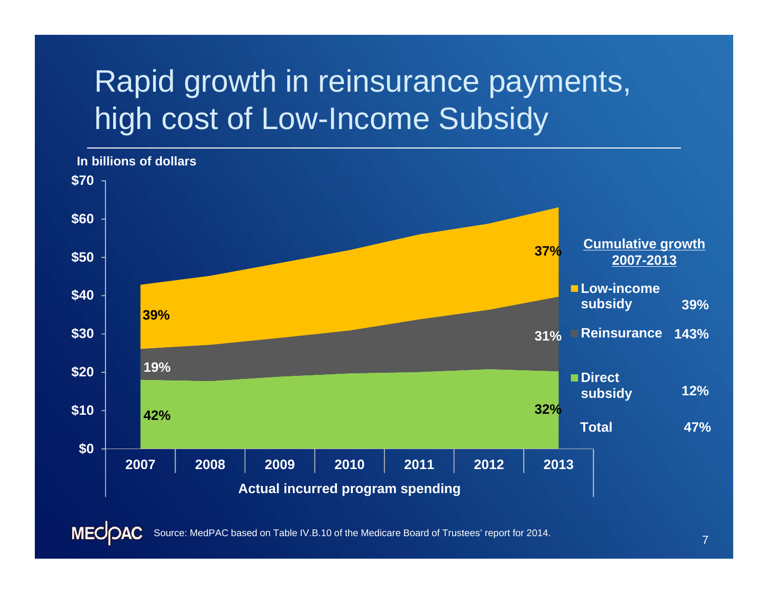# Rapid growth in reinsurance payments, high cost of Low-Income Subsidy

In billions of dollars

| | 2007 | 2013 |
|---|---|---|
| Low-income subsidy | 39% | 37% |
| Reinsurance | 19% | 31% |
| Direct subsidy | 42% | 32% |

Actual incurred program spending

**Cumulative growth 2007-2013**

| | |
|---|---|
| Low-income subsidy | 39% |
| Reinsurance | 143% |
| Direct subsidy | 12% |
| Total | 47% |

Source: MedPAC based on Table IV.B.10 of the Medicare Board of Trustees' report for 2014.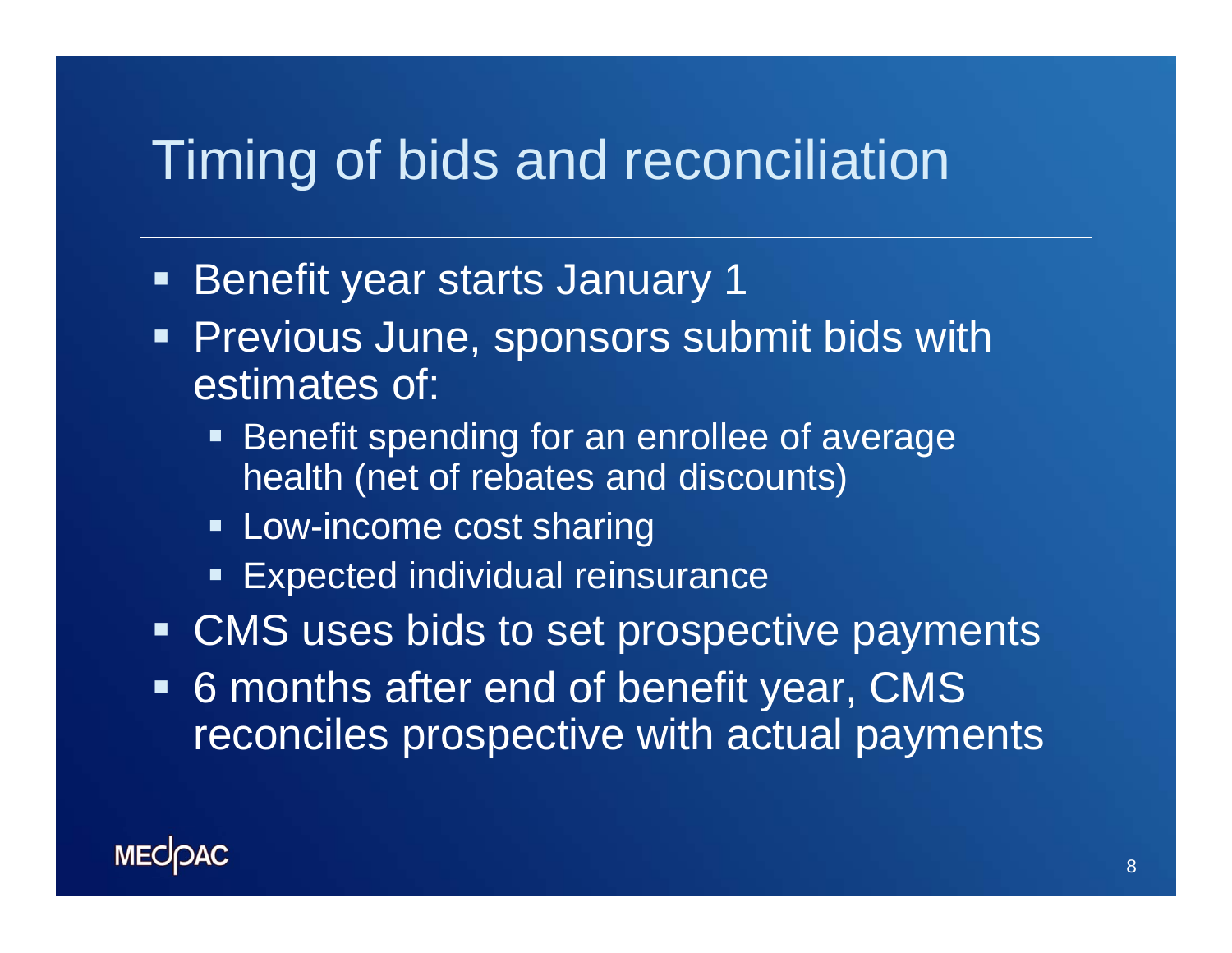# Timing of bids and reconciliation

- Benefit year starts January 1
- Previous June, sponsors submit bids with estimates of:
  - Benefit spending for an enrollee of average health (net of rebates and discounts)
  - Low-income cost sharing
  - Expected individual reinsurance
- CMS uses bids to set prospective payments
- 6 months after end of benefit year, CMS reconciles prospective with actual payments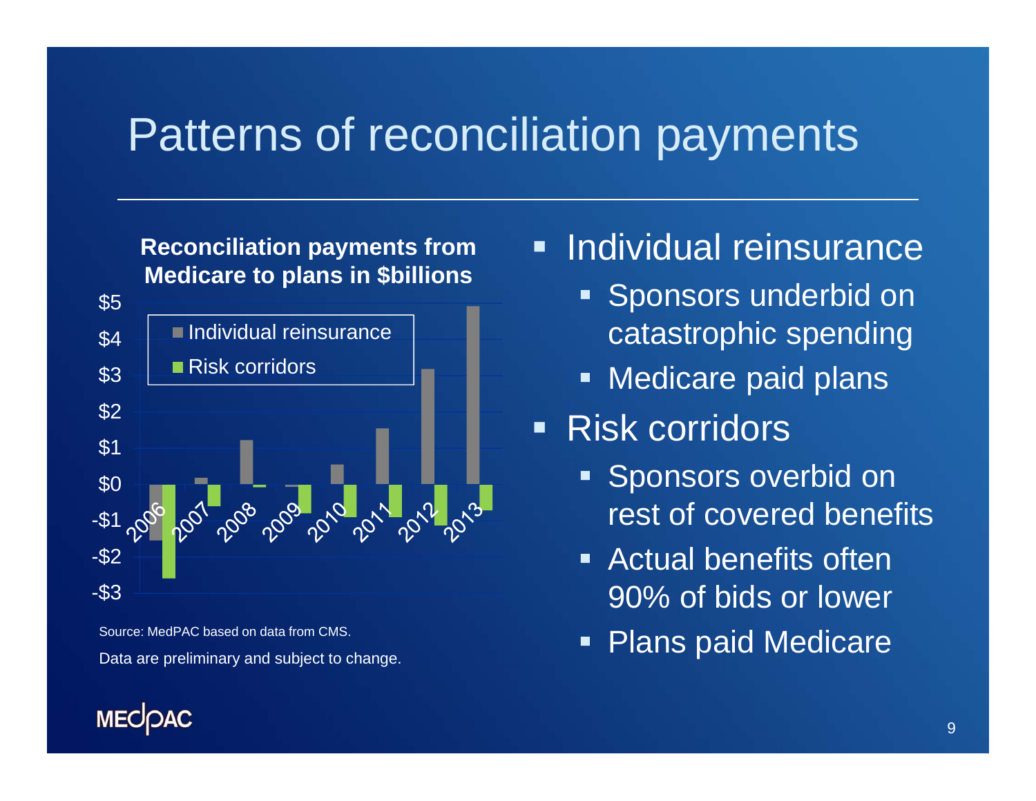# Patterns of reconciliation payments

**Reconciliation payments from Medicare to plans in $billions**

| Year | Individual reinsurance | Risk corridors |
|---|---|---|
| 2006 | -$1.5 | -$2.6 |
| 2007 | $0.2 | -$0.6 |
| 2008 | $1.2 | -$0.1 |
| 2009 | -$0.1 | -$0.8 |
| 2010 | $0.5 | -$0.9 |
| 2011 | $1.5 | -$0.9 |
| 2012 | $3.2 | -$1.1 |
| 2013 | $4.9 | -$0.7 |

Source: MedPAC based on data from CMS.

Data are preliminary and subject to change.

- Individual reinsurance
  - Sponsors underbid on catastrophic spending
  - Medicare paid plans
- Risk corridors
  - Sponsors overbid on rest of covered benefits
  - Actual benefits often 90% of bids or lower
  - Plans paid Medicare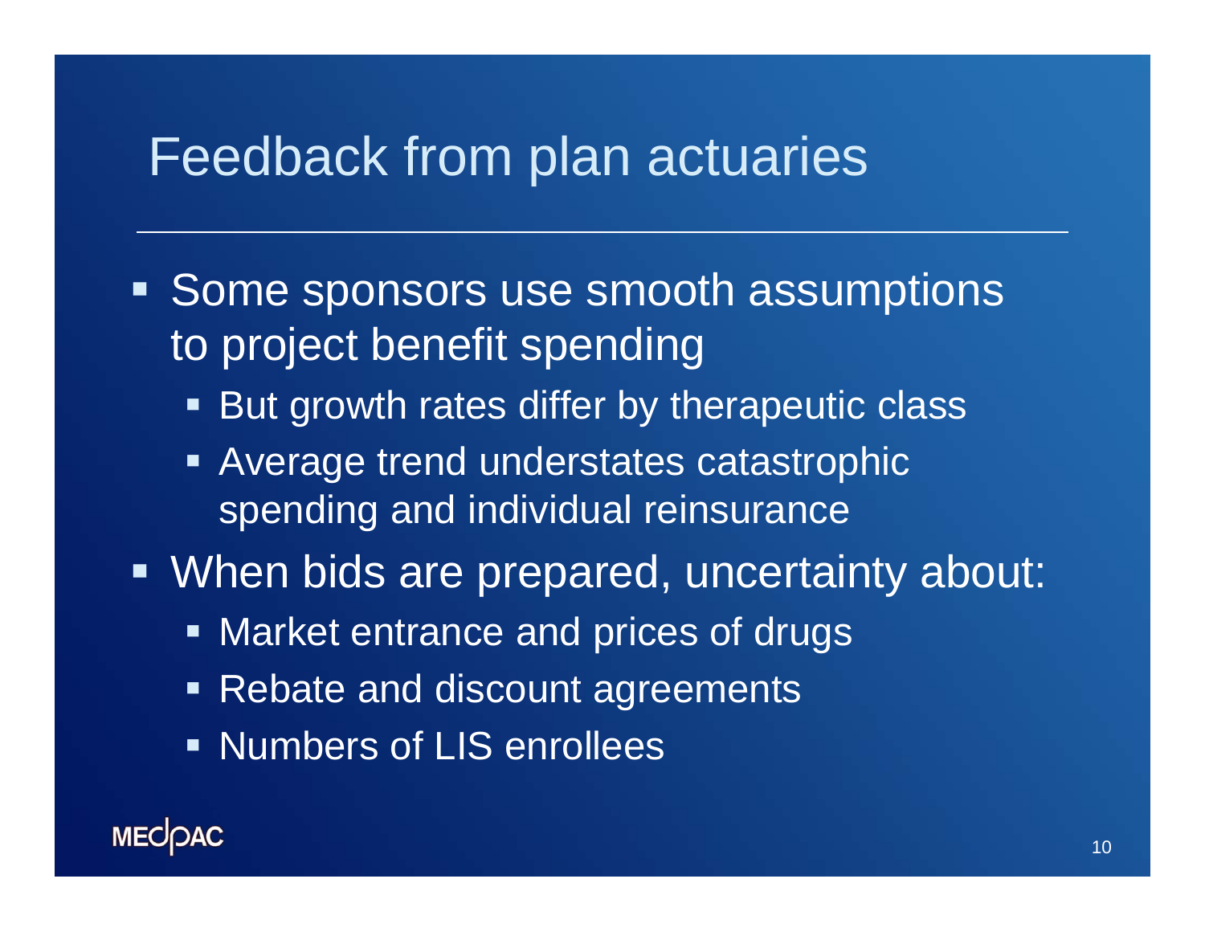# Feedback from plan actuaries

- Some sponsors use smooth assumptions to project benefit spending
  - But growth rates differ by therapeutic class
  - Average trend understates catastrophic spending and individual reinsurance
- When bids are prepared, uncertainty about:
  - Market entrance and prices of drugs
  - Rebate and discount agreements
  - Numbers of LIS enrollees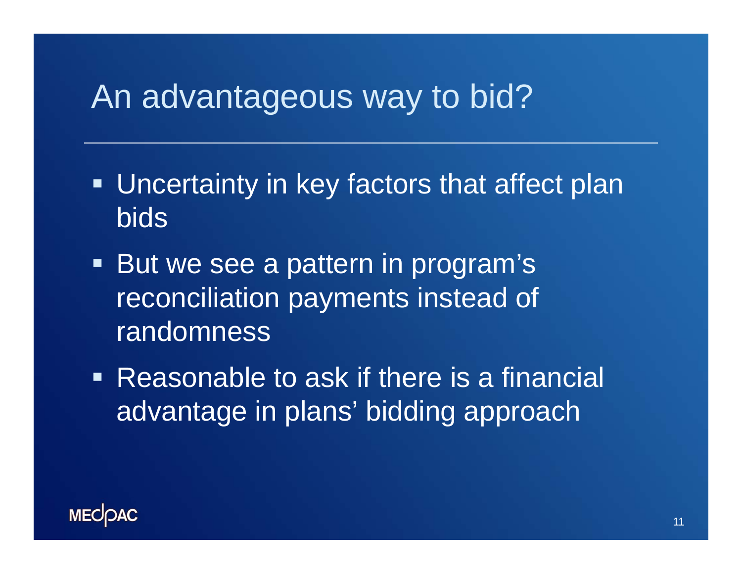# An advantageous way to bid?

- Uncertainty in key factors that affect plan bids
- But we see a pattern in program’s reconciliation payments instead of randomness
- Reasonable to ask if there is a financial advantage in plans’ bidding approach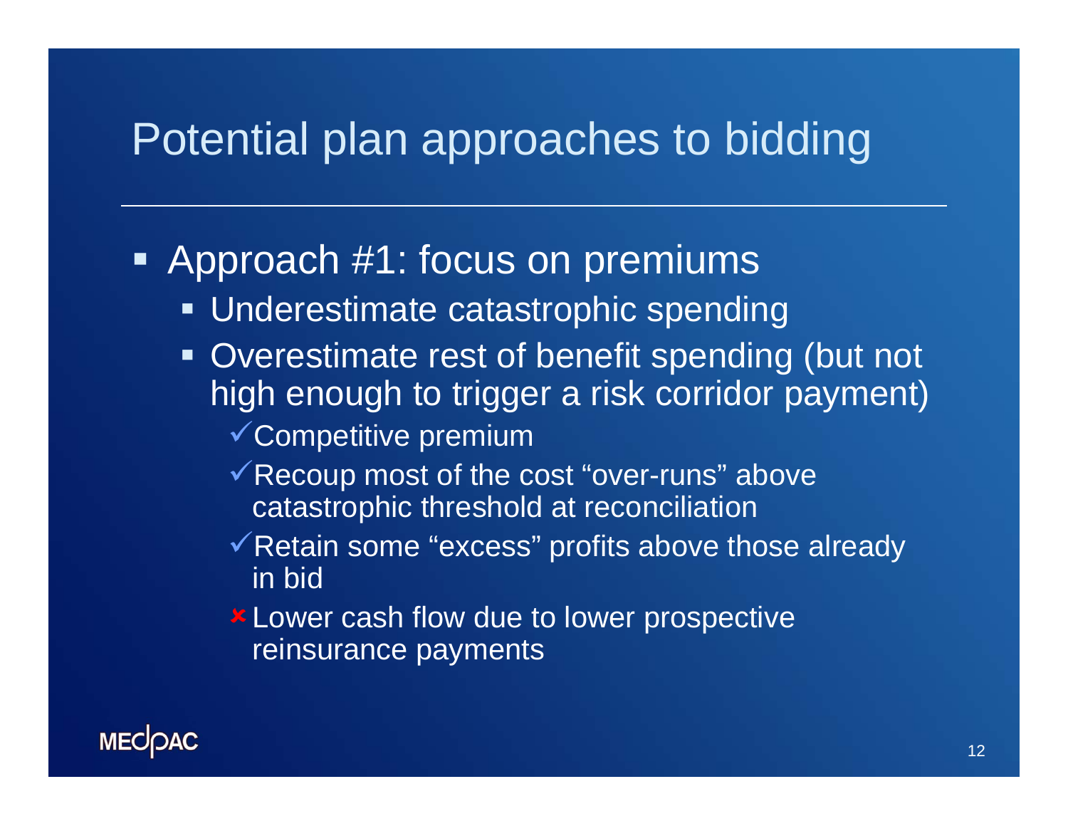# Potential plan approaches to bidding

- Approach #1: focus on premiums
  - Underestimate catastrophic spending
  - Overestimate rest of benefit spending (but not high enough to trigger a risk corridor payment)
    - ✓ Competitive premium
    - ✓ Recoup most of the cost "over-runs" above catastrophic threshold at reconciliation
    - ✓ Retain some "excess" profits above those already in bid
    - ✘ Lower cash flow due to lower prospective reinsurance payments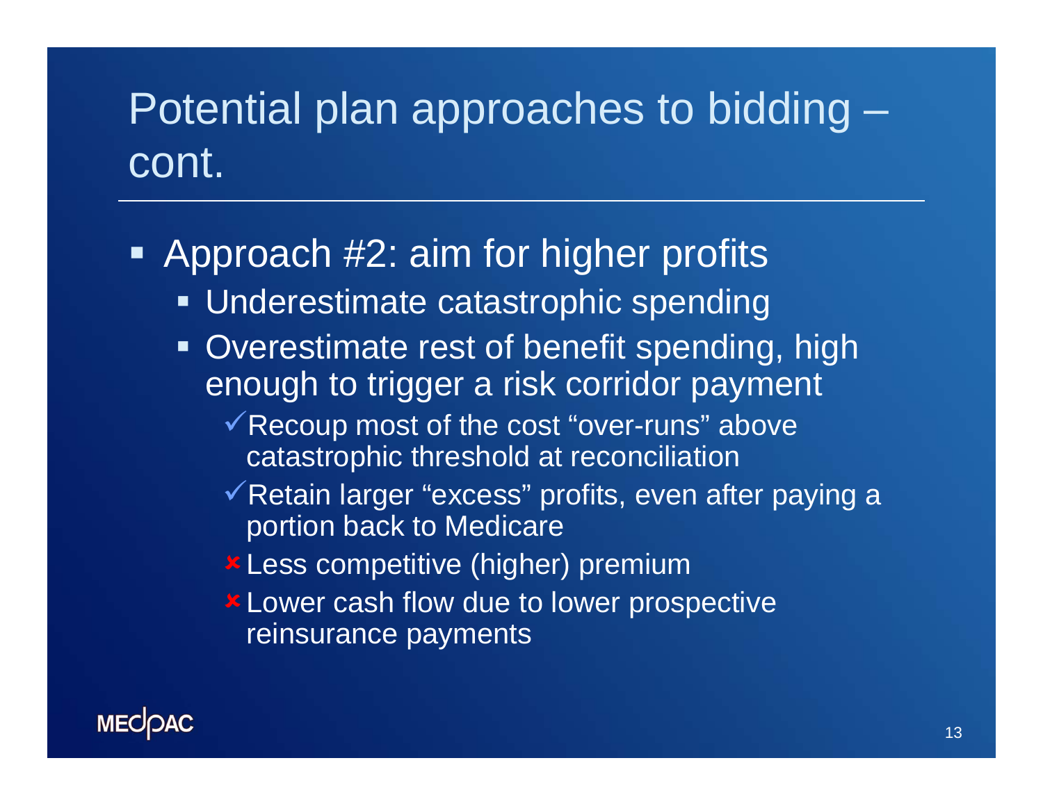# Potential plan approaches to bidding – cont.

- Approach #2: aim for higher profits
  - Underestimate catastrophic spending
  - Overestimate rest of benefit spending, high enough to trigger a risk corridor payment
    - ✓ Recoup most of the cost “over-runs” above catastrophic threshold at reconciliation
    - ✓ Retain larger “excess” profits, even after paying a portion back to Medicare
    - ✘ Less competitive (higher) premium
    - ✘ Lower cash flow due to lower prospective reinsurance payments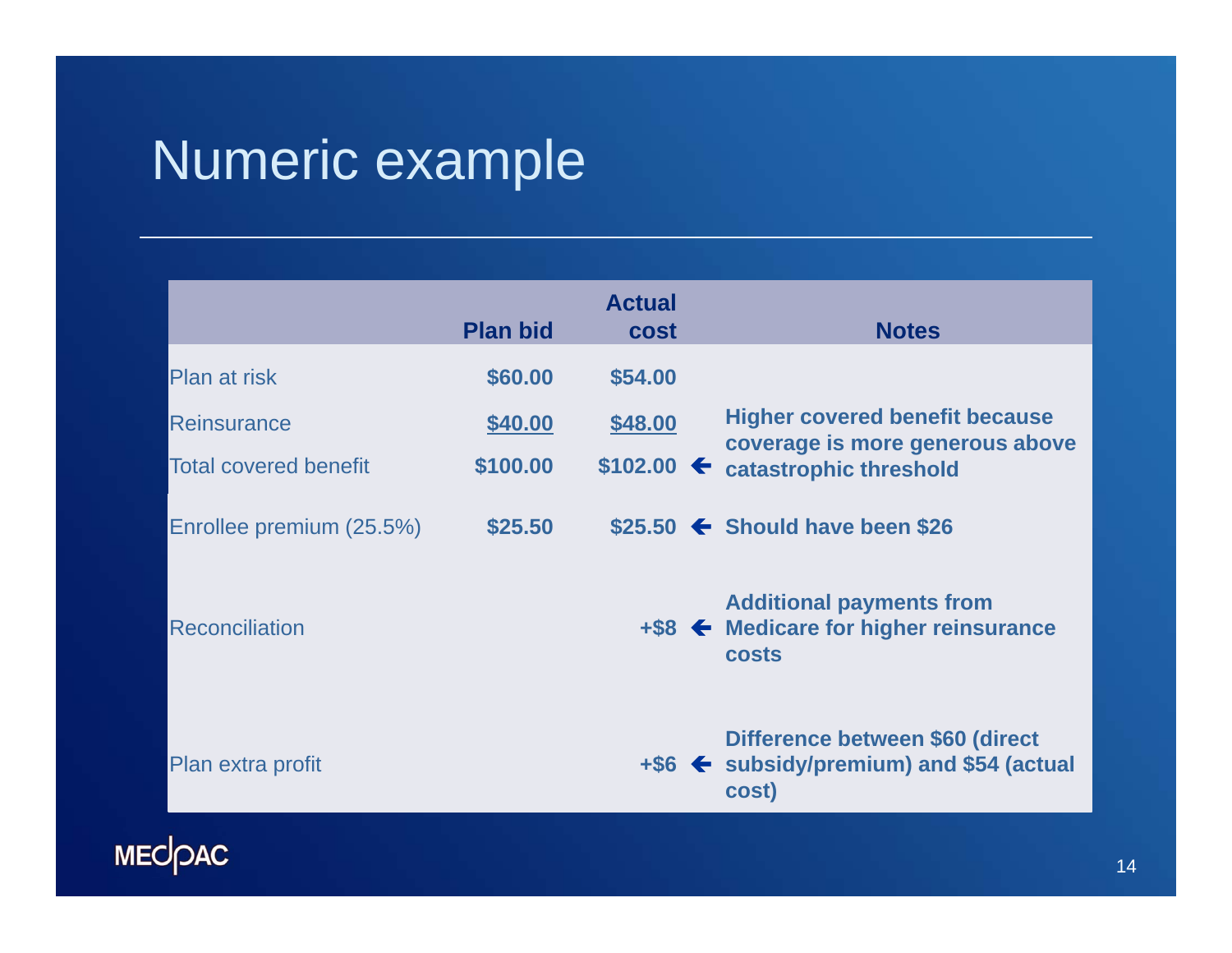# Numeric example

| | Plan bid | Actual cost | | Notes |
|---|---|---|---|---|
| Plan at risk | $60.00 | $54.00 | | |
| Reinsurance | $40.00 | $48.00 | | Higher covered benefit because coverage is more generous above catastrophic threshold |
| Total covered benefit | $100.00 | $102.00 | ← | |
| Enrollee premium (25.5%) | $25.50 | $25.50 | ← | Should have been $26 |
| Reconciliation | | +$8 | ← | Additional payments from Medicare for higher reinsurance costs |
| Plan extra profit | | +$6 | ← | Difference between $60 (direct subsidy/premium) and $54 (actual cost) |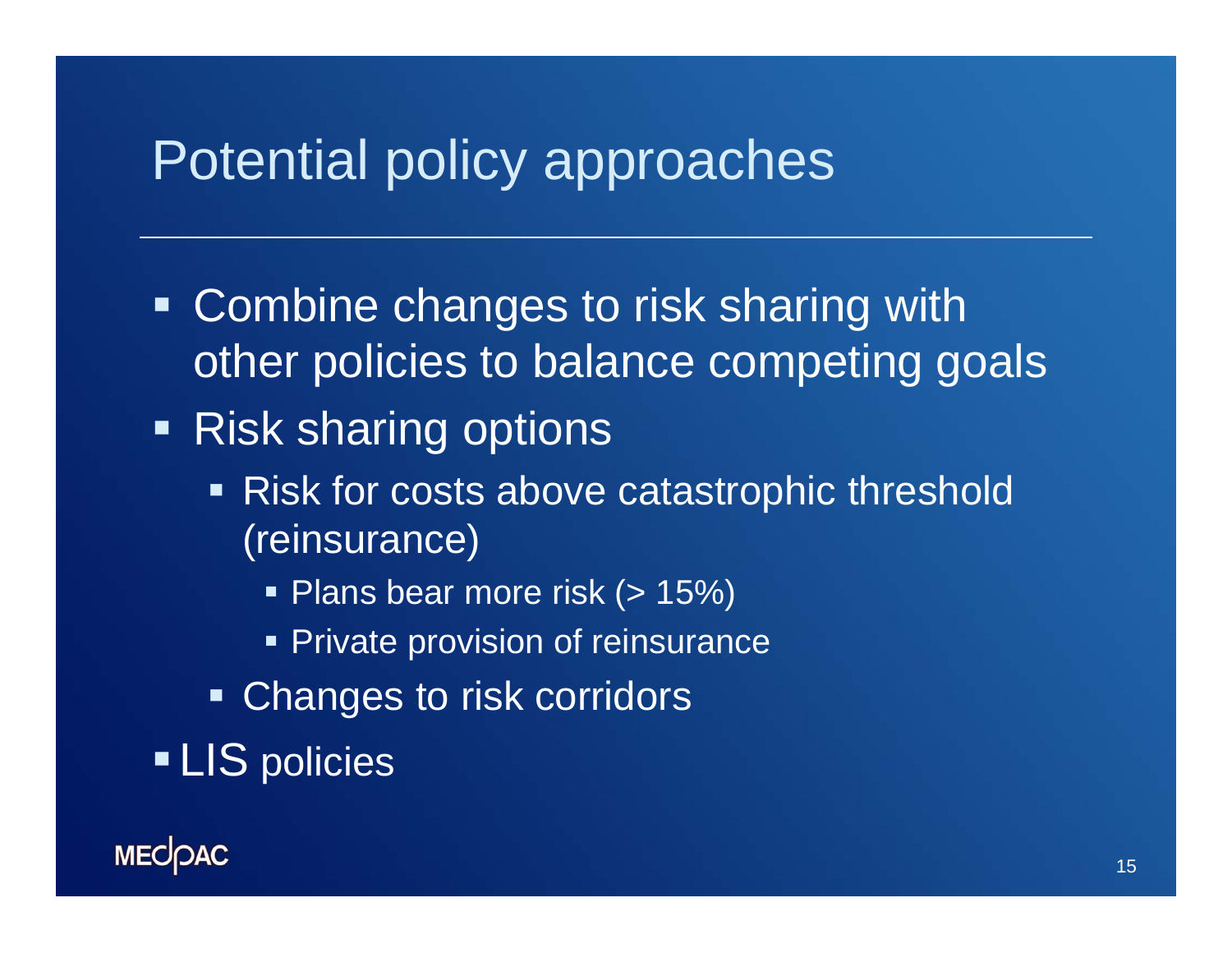# Potential policy approaches

- Combine changes to risk sharing with other policies to balance competing goals
- Risk sharing options
  - Risk for costs above catastrophic threshold (reinsurance)
    - Plans bear more risk (> 15%)
    - Private provision of reinsurance
  - Changes to risk corridors
- LIS policies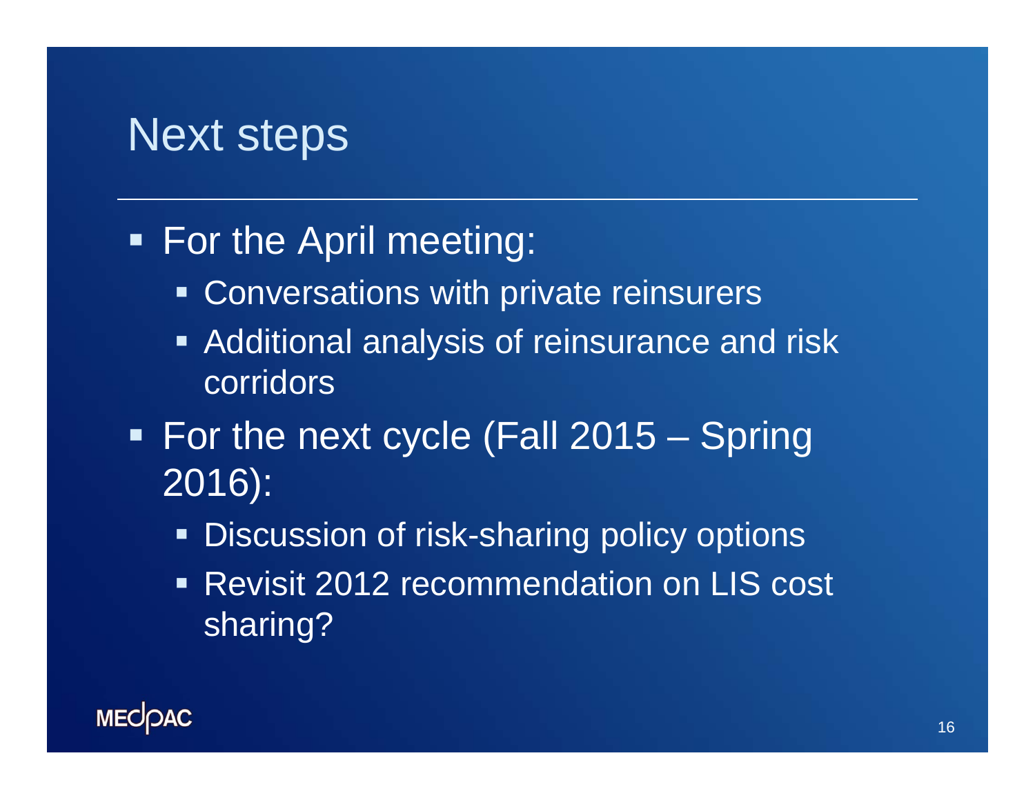# Next steps

- For the April meeting:
  - Conversations with private reinsurers
  - Additional analysis of reinsurance and risk corridors
- For the next cycle (Fall 2015 – Spring 2016):
  - Discussion of risk-sharing policy options
  - Revisit 2012 recommendation on LIS cost sharing?